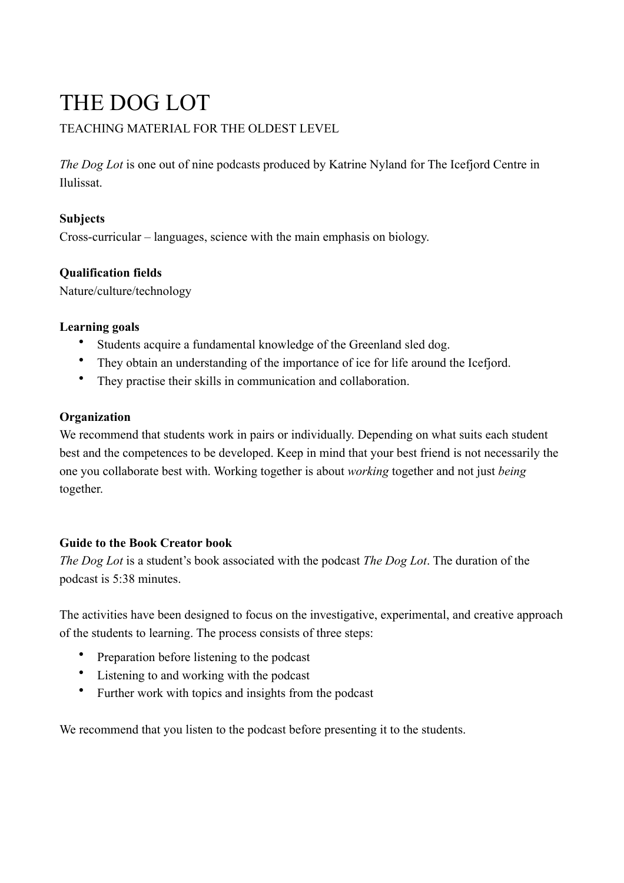# THE DOG LOT

TEACHING MATERIAL FOR THE OLDEST LEVEL

*The Dog Lot* is one out of nine podcasts produced by Katrine Nyland for The Icefjord Centre in Ilulissat.

**Subjects**

Cross-curricular – languages, science with the main emphasis on biology.

**Qualification fields**

Nature/culture/technology

**Learning goals**

- Students acquire a fundamental knowledge of the Greenland sled dog.
- They obtain an understanding of the importance of ice for life around the Icefjord.
- They practise their skills in communication and collaboration.

**Organization**

We recommend that students work in pairs or individually. Depending on what suits each student best and the competences to be developed. Keep in mind that your best friend is not necessarily the one you collaborate best with. Working together is about *working* together and not just *being* together.

**Guide to the Book Creator book**

*The Dog Lot* is a student's book associated with the podcast *The Dog Lot*. The duration of the podcast is 5:38 minutes.

The activities have been designed to focus on the investigative, experimental, and creative approach of the students to learning. The process consists of three steps:

- Preparation before listening to the podcast
- Listening to and working with the podcast
- Further work with topics and insights from the podcast

We recommend that you listen to the podcast before presenting it to the students.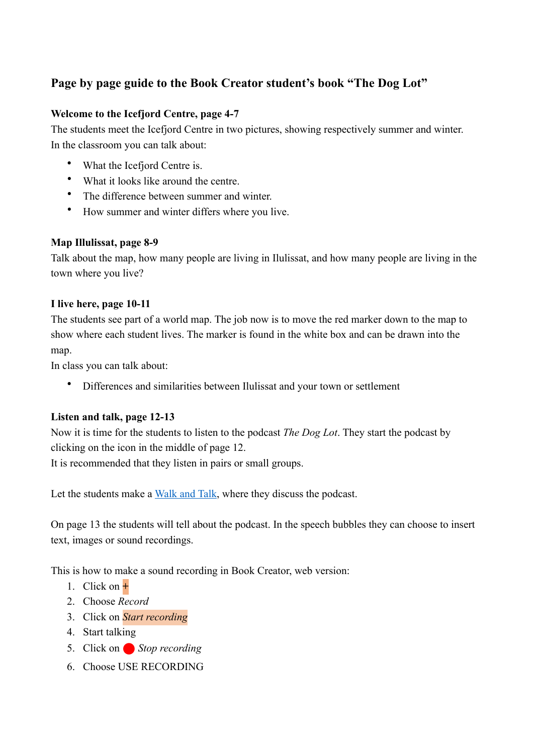## Page by page guide to the Book Creator student's book "The Dog Lot"

**Welcome to the Icefjord Centre, page 4-7**

The students meet the Icefjord Centre in two pictures, showing respectively summer and winter.
In the classroom you can talk about:

- What the Icefjord Centre is.
- What it looks like around the centre.
- The difference between summer and winter.
- How summer and winter differs where you live.

**Map Illulissat, page 8-9**

Talk about the map, how many people are living in Ilulissat, and how many people are living in the town where you live?

**I live here, page 10-11**

The students see part of a world map. The job now is to move the red marker down to the map to show where each student lives. The marker is found in the white box and can be drawn into the map.
In class you can talk about:

- Differences and similarities between Ilulissat and your town or settlement

**Listen and talk, page 12-13**

Now it is time for the students to listen to the podcast *The Dog Lot*. They start the podcast by clicking on the icon in the middle of page 12.
It is recommended that they listen in pairs or small groups.

Let the students make a Walk and Talk, where they discuss the podcast.

On page 13 the students will tell about the podcast. In the speech bubbles they can choose to insert text, images or sound recordings.

This is how to make a sound recording in Book Creator, web version:

1. Click on +
2. Choose *Record*
3. Click on *Start recording*
4. Start talking
5. Click on 🔴 *Stop recording*
6. Choose USE RECORDING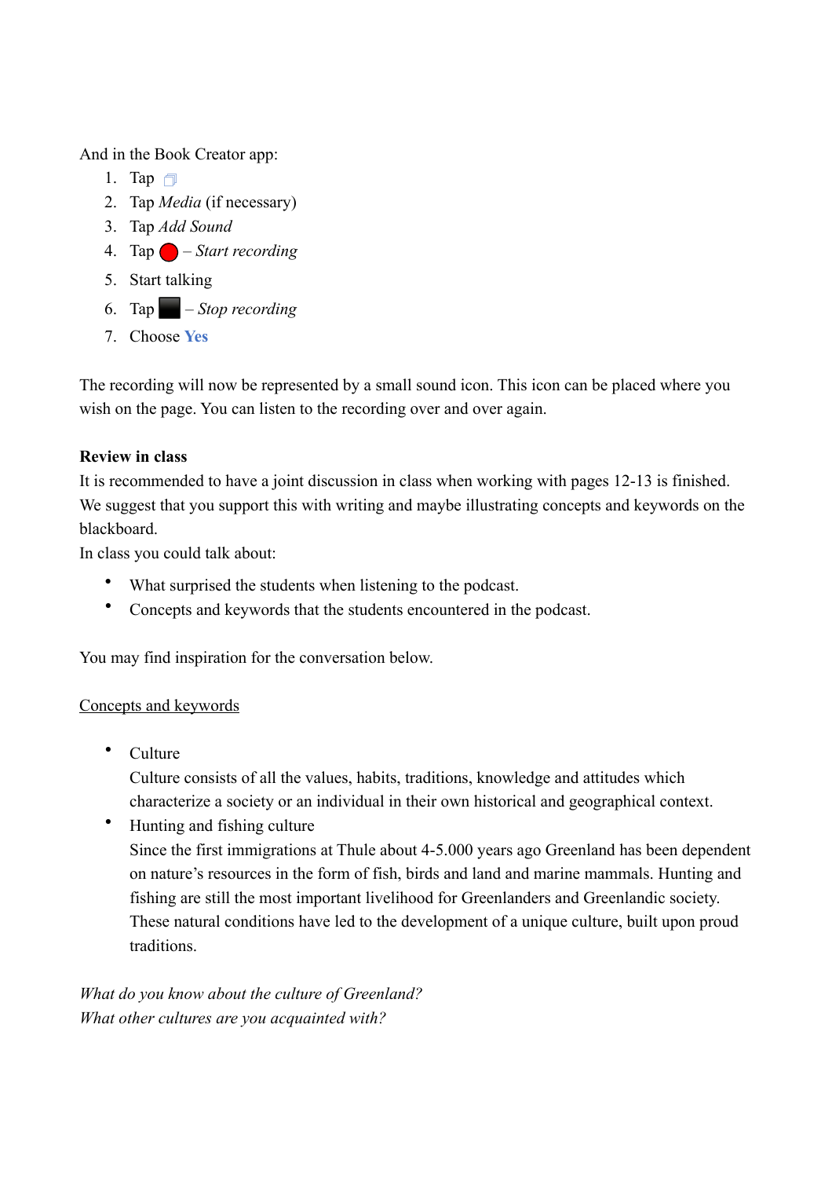And in the Book Creator app:

1. Tap ⧉
2. Tap *Media* (if necessary)
3. Tap *Add Sound*
4. Tap 🔴 – *Start recording*
5. Start talking
6. Tap ⬛ – *Stop recording*
7. Choose **Yes**

The recording will now be represented by a small sound icon. This icon can be placed where you wish on the page. You can listen to the recording over and over again.

**Review in class**
It is recommended to have a joint discussion in class when working with pages 12-13 is finished. We suggest that you support this with writing and maybe illustrating concepts and keywords on the blackboard.
In class you could talk about:

- What surprised the students when listening to the podcast.
- Concepts and keywords that the students encountered in the podcast.

You may find inspiration for the conversation below.

<u>Concepts and keywords</u>

- Culture
  Culture consists of all the values, habits, traditions, knowledge and attitudes which characterize a society or an individual in their own historical and geographical context.
- Hunting and fishing culture
  Since the first immigrations at Thule about 4-5.000 years ago Greenland has been dependent on nature's resources in the form of fish, birds and land and marine mammals. Hunting and fishing are still the most important livelihood for Greenlanders and Greenlandic society. These natural conditions have led to the development of a unique culture, built upon proud traditions.

*What do you know about the culture of Greenland?*
*What other cultures are you acquainted with?*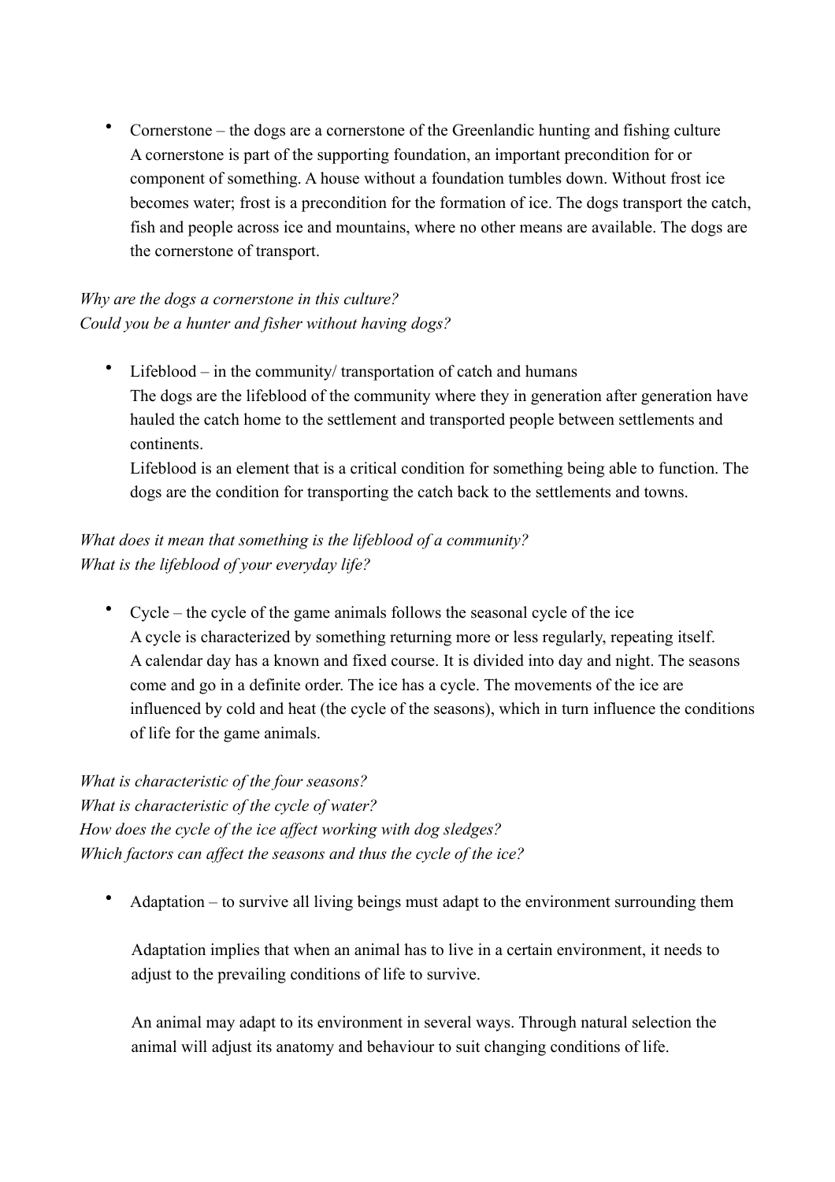- Cornerstone – the dogs are a cornerstone of the Greenlandic hunting and fishing culture
  A cornerstone is part of the supporting foundation, an important precondition for or component of something. A house without a foundation tumbles down. Without frost ice becomes water; frost is a precondition for the formation of ice. The dogs transport the catch, fish and people across ice and mountains, where no other means are available. The dogs are the cornerstone of transport.

*Why are the dogs a cornerstone in this culture?*
*Could you be a hunter and fisher without having dogs?*

- Lifeblood – in the community/ transportation of catch and humans
  The dogs are the lifeblood of the community where they in generation after generation have hauled the catch home to the settlement and transported people between settlements and continents.
  Lifeblood is an element that is a critical condition for something being able to function. The dogs are the condition for transporting the catch back to the settlements and towns.

*What does it mean that something is the lifeblood of a community?*
*What is the lifeblood of your everyday life?*

- Cycle – the cycle of the game animals follows the seasonal cycle of the ice
  A cycle is characterized by something returning more or less regularly, repeating itself.
  A calendar day has a known and fixed course. It is divided into day and night. The seasons come and go in a definite order. The ice has a cycle. The movements of the ice are influenced by cold and heat (the cycle of the seasons), which in turn influence the conditions of life for the game animals.

*What is characteristic of the four seasons?*
*What is characteristic of the cycle of water?*
*How does the cycle of the ice affect working with dog sledges?*
*Which factors can affect the seasons and thus the cycle of the ice?*

- Adaptation – to survive all living beings must adapt to the environment surrounding them

  Adaptation implies that when an animal has to live in a certain environment, it needs to adjust to the prevailing conditions of life to survive.

  An animal may adapt to its environment in several ways. Through natural selection the animal will adjust its anatomy and behaviour to suit changing conditions of life.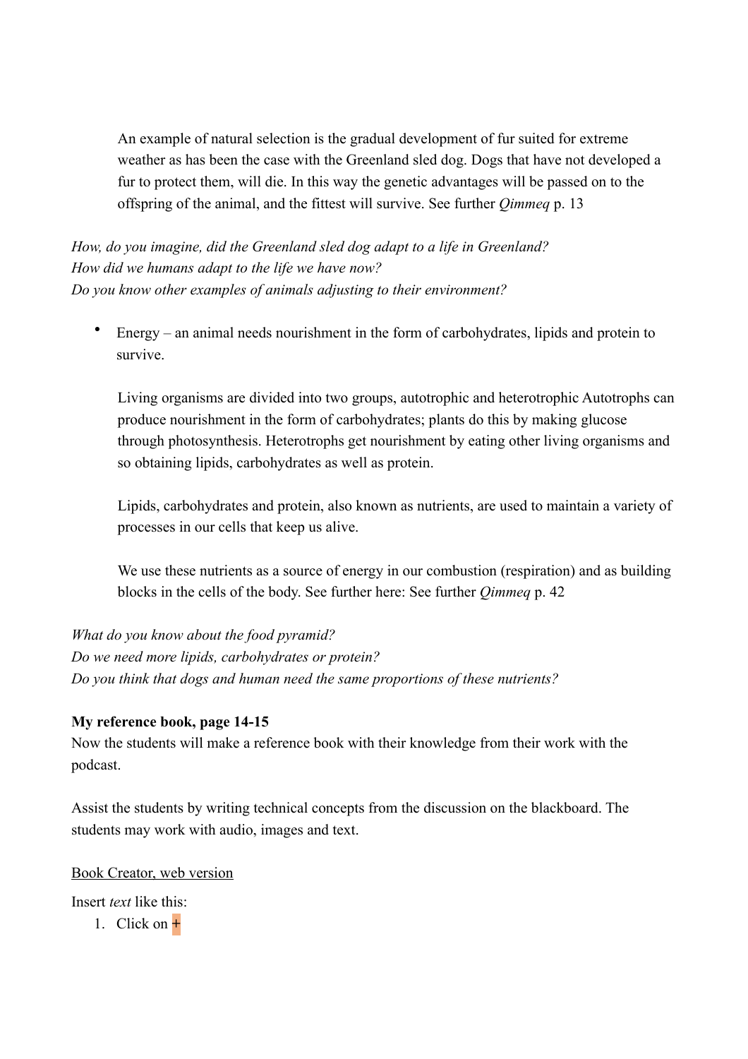An example of natural selection is the gradual development of fur suited for extreme weather as has been the case with the Greenland sled dog. Dogs that have not developed a fur to protect them, will die. In this way the genetic advantages will be passed on to the offspring of the animal, and the fittest will survive. See further *Qimmeq* p. 13

*How, do you imagine, did the Greenland sled dog adapt to a life in Greenland?*
*How did we humans adapt to the life we have now?*
*Do you know other examples of animals adjusting to their environment?*

- Energy – an animal needs nourishment in the form of carbohydrates, lipids and protein to survive.

  Living organisms are divided into two groups, autotrophic and heterotrophic Autotrophs can produce nourishment in the form of carbohydrates; plants do this by making glucose through photosynthesis. Heterotrophs get nourishment by eating other living organisms and so obtaining lipids, carbohydrates as well as protein.

  Lipids, carbohydrates and protein, also known as nutrients, are used to maintain a variety of processes in our cells that keep us alive.

  We use these nutrients as a source of energy in our combustion (respiration) and as building blocks in the cells of the body. See further here: See further *Qimmeq* p. 42

*What do you know about the food pyramid?*
*Do we need more lipids, carbohydrates or protein?*
*Do you think that dogs and human need the same proportions of these nutrients?*

**My reference book, page 14-15**

Now the students will make a reference book with their knowledge from their work with the podcast.

Assist the students by writing technical concepts from the discussion on the blackboard. The students may work with audio, images and text.

Book Creator, web version

Insert *text* like this:

1. Click on +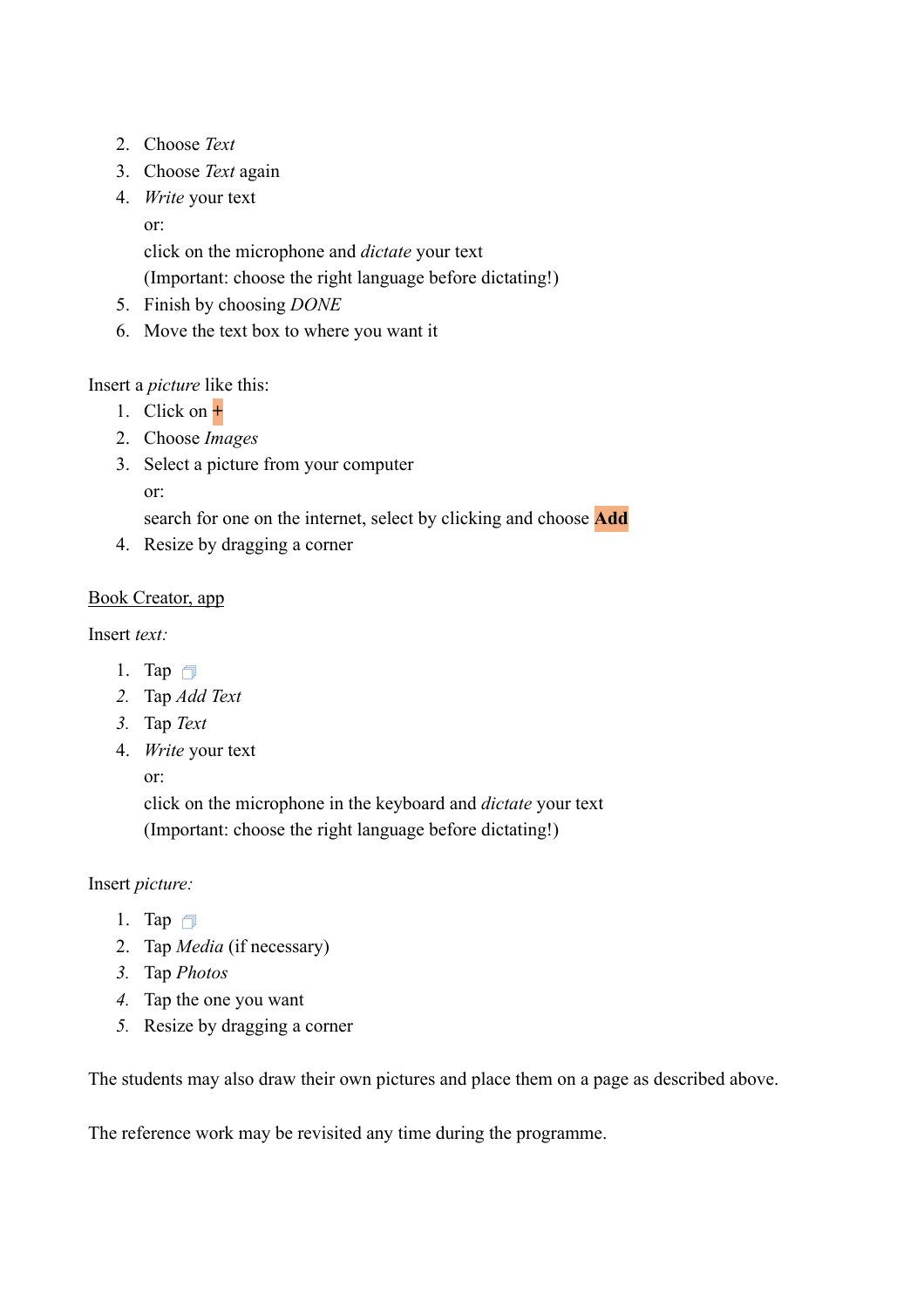2. Choose *Text*
3. Choose *Text* again
4. *Write* your text
   or:
   click on the microphone and *dictate* your text
   (Important: choose the right language before dictating!)
5. Finish by choosing *DONE*
6. Move the text box to where you want it

Insert a *picture* like this:

1. Click on +
2. Choose *Images*
3. Select a picture from your computer
   or:
   search for one on the internet, select by clicking and choose **Add**
4. Resize by dragging a corner

Book Creator, app

Insert *text:*

1. Tap
2. Tap *Add Text*
3. Tap *Text*
4. *Write* your text
   or:
   click on the microphone in the keyboard and *dictate* your text
   (Important: choose the right language before dictating!)

Insert *picture:*

1. Tap
2. Tap *Media* (if necessary)
3. Tap *Photos*
4. Tap the one you want
5. Resize by dragging a corner

The students may also draw their own pictures and place them on a page as described above.

The reference work may be revisited any time during the programme.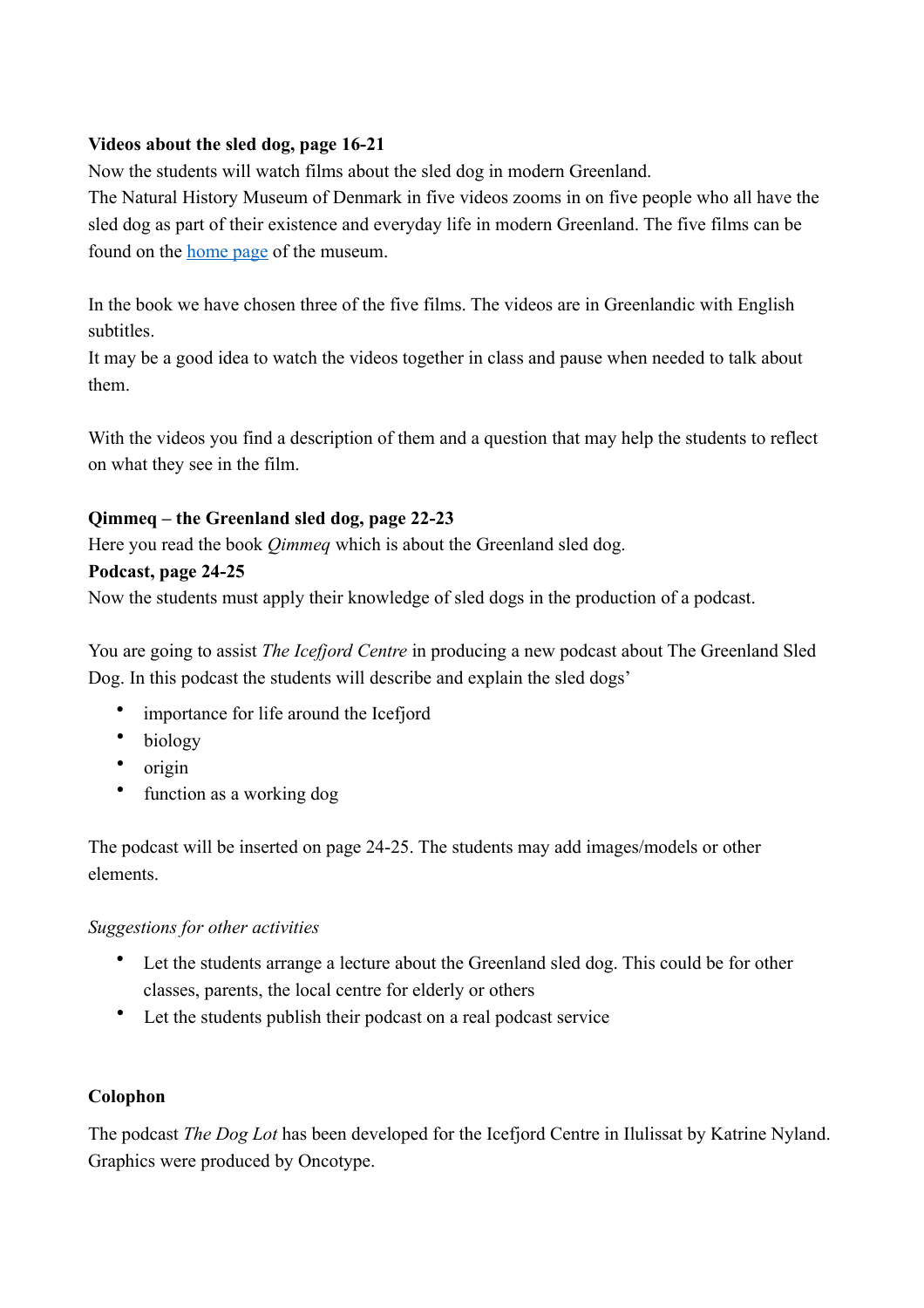**Videos about the sled dog, page 16-21**

Now the students will watch films about the sled dog in modern Greenland.
The Natural History Museum of Denmark in five videos zooms in on five people who all have the sled dog as part of their existence and everyday life in modern Greenland. The five films can be found on the home page of the museum.

In the book we have chosen three of the five films. The videos are in Greenlandic with English subtitles.
It may be a good idea to watch the videos together in class and pause when needed to talk about them.

With the videos you find a description of them and a question that may help the students to reflect on what they see in the film.

**Qimmeq – the Greenland sled dog, page 22-23**

Here you read the book *Qimmeq* which is about the Greenland sled dog.

**Podcast, page 24-25**

Now the students must apply their knowledge of sled dogs in the production of a podcast.

You are going to assist *The Icefjord Centre* in producing a new podcast about The Greenland Sled Dog. In this podcast the students will describe and explain the sled dogs'

- importance for life around the Icefjord
- biology
- origin
- function as a working dog

The podcast will be inserted on page 24-25. The students may add images/models or other elements.

*Suggestions for other activities*

- Let the students arrange a lecture about the Greenland sled dog. This could be for other classes, parents, the local centre for elderly or others
- Let the students publish their podcast on a real podcast service

**Colophon**

The podcast *The Dog Lot* has been developed for the Icefjord Centre in Ilulissat by Katrine Nyland. Graphics were produced by Oncotype.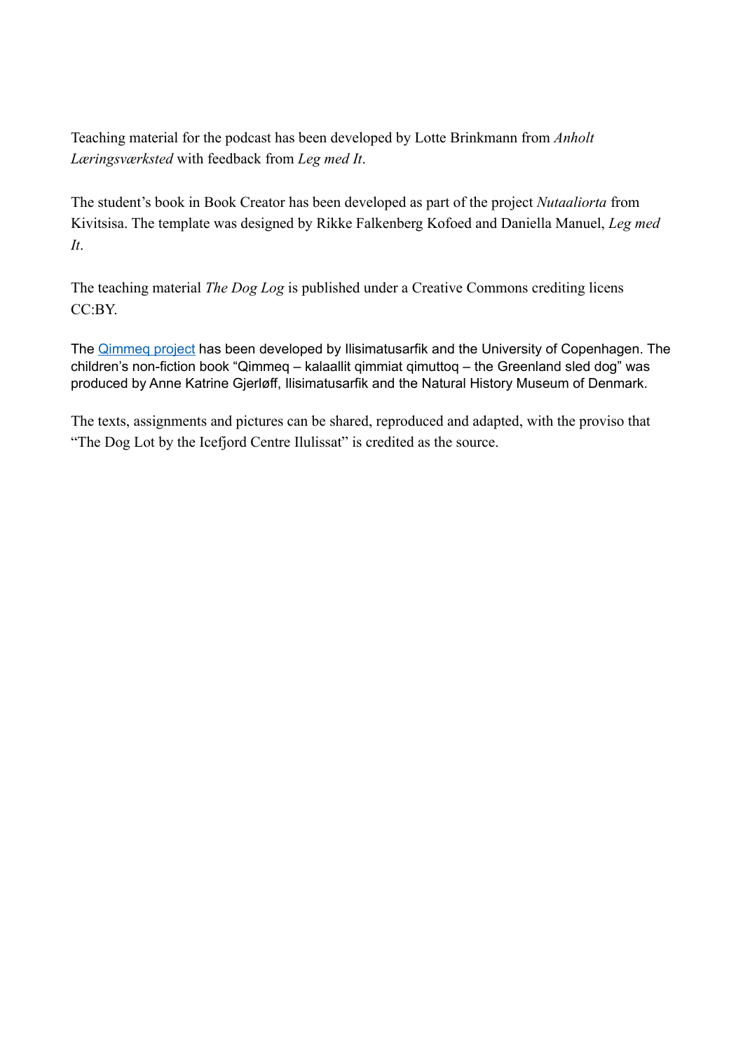Teaching material for the podcast has been developed by Lotte Brinkmann from *Anholt Læringsværksted* with feedback from *Leg med It*.

The student's book in Book Creator has been developed as part of the project *Nutaaliorta* from Kivitsisa. The template was designed by Rikke Falkenberg Kofoed and Daniella Manuel, *Leg med It*.

The teaching material *The Dog Log* is published under a Creative Commons crediting licens CC:BY.

The [Qimmeq project](#) has been developed by Ilisimatusarfik and the University of Copenhagen. The children's non-fiction book "Qimmeq – kalaallit qimmiat qimuttoq – the Greenland sled dog" was produced by Anne Katrine Gjerløff, Ilisimatusarfik and the Natural History Museum of Denmark.

The texts, assignments and pictures can be shared, reproduced and adapted, with the proviso that "The Dog Lot by the Icefjord Centre Ilulissat" is credited as the source.